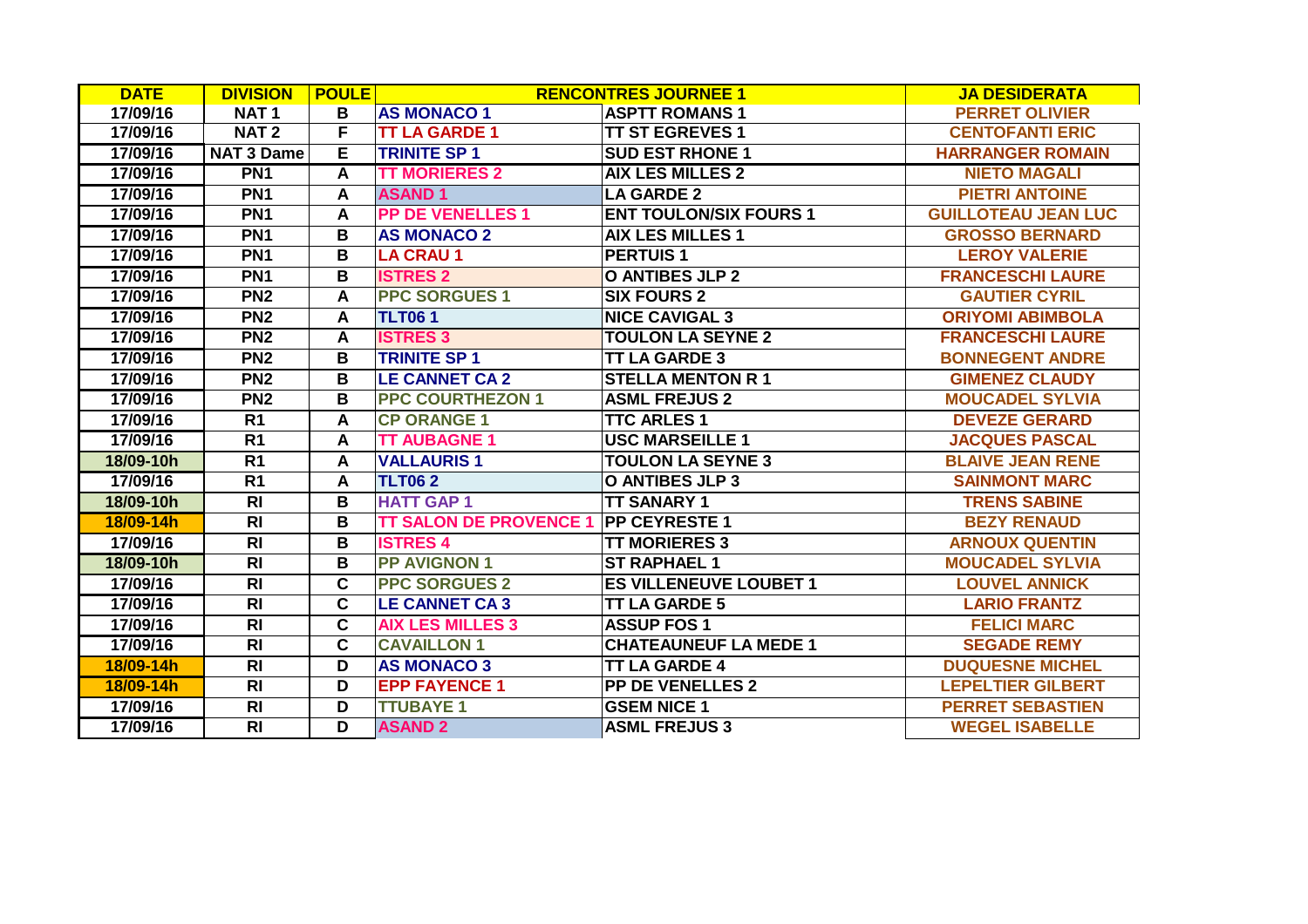| DATE | DIVISION | POULE | RENCONTRES JOURNEE 1 | | JA DESIDERATA |
|---|---|---|---|---|---|
| 17/09/16 | NAT 1 | B | AS MONACO 1 | ASPTT ROMANS 1 | PERRET OLIVIER |
| 17/09/16 | NAT 2 | F | TT LA GARDE 1 | TT ST EGREVES 1 | CENTOFANTI ERIC |
| 17/09/16 | NAT 3 Dame | E | TRINITE SP 1 | SUD EST RHONE 1 | HARRANGER ROMAIN |
| 17/09/16 | PN1 | A | TT MORIERES 2 | AIX LES MILLES 2 | NIETO MAGALI |
| 17/09/16 | PN1 | A | ASAND 1 | LA GARDE 2 | PIETRI ANTOINE |
| 17/09/16 | PN1 | A | PP DE VENELLES 1 | ENT TOULON/SIX FOURS 1 | GUILLOTEAU JEAN LUC |
| 17/09/16 | PN1 | B | AS MONACO 2 | AIX LES MILLES 1 | GROSSO BERNARD |
| 17/09/16 | PN1 | B | LA CRAU 1 | PERTUIS 1 | LEROY VALERIE |
| 17/09/16 | PN1 | B | ISTRES 2 | O ANTIBES JLP 2 | FRANCESCHI LAURE |
| 17/09/16 | PN2 | A | PPC SORGUES 1 | SIX FOURS 2 | GAUTIER CYRIL |
| 17/09/16 | PN2 | A | TLT06 1 | NICE CAVIGAL 3 | ORIYOMI ABIMBOLA |
| 17/09/16 | PN2 | A | ISTRES 3 | TOULON LA SEYNE 2 | FRANCESCHI LAURE |
| 17/09/16 | PN2 | B | TRINITE SP 1 | TT LA GARDE 3 | BONNEGENT ANDRE |
| 17/09/16 | PN2 | B | LE CANNET CA 2 | STELLA MENTON R 1 | GIMENEZ CLAUDY |
| 17/09/16 | PN2 | B | PPC COURTHEZON 1 | ASML FREJUS 2 | MOUCADEL SYLVIA |
| 17/09/16 | R1 | A | CP ORANGE 1 | TTC ARLES 1 | DEVEZE GERARD |
| 17/09/16 | R1 | A | TT AUBAGNE 1 | USC MARSEILLE 1 | JACQUES PASCAL |
| 18/09-10h | R1 | A | VALLAURIS 1 | TOULON LA SEYNE 3 | BLAIVE JEAN RENE |
| 17/09/16 | R1 | A | TLT06 2 | O ANTIBES JLP 3 | SAINMONT MARC |
| 18/09-10h | RI | B | HATT GAP 1 | TT SANARY 1 | TRENS SABINE |
| 18/09-14h | RI | B | TT SALON DE PROVENCE 1 | PP CEYRESTE 1 | BEZY RENAUD |
| 17/09/16 | RI | B | ISTRES 4 | TT MORIERES 3 | ARNOUX QUENTIN |
| 18/09-10h | RI | B | PP AVIGNON 1 | ST RAPHAEL 1 | MOUCADEL SYLVIA |
| 17/09/16 | RI | C | PPC SORGUES 2 | ES VILLENEUVE LOUBET 1 | LOUVEL ANNICK |
| 17/09/16 | RI | C | LE CANNET CA 3 | TT LA GARDE 5 | LARIO FRANTZ |
| 17/09/16 | RI | C | AIX LES MILLES 3 | ASSUP FOS 1 | FELICI MARC |
| 17/09/16 | RI | C | CAVAILLON 1 | CHATEAUNEUF LA MEDE 1 | SEGADE REMY |
| 18/09-14h | RI | D | AS MONACO 3 | TT LA GARDE 4 | DUQUESNE MICHEL |
| 18/09-14h | RI | D | EPP FAYENCE 1 | PP DE VENELLES 2 | LEPELTIER GILBERT |
| 17/09/16 | RI | D | TTUBAYE 1 | GSEM NICE 1 | PERRET SEBASTIEN |
| 17/09/16 | RI | D | ASAND 2 | ASML FREJUS 3 | WEGEL ISABELLE |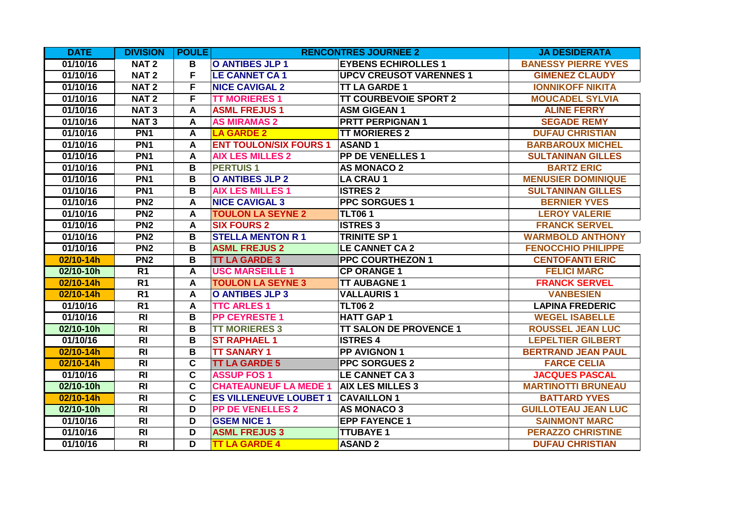| DATE | DIVISION | POULE | RENCONTRES JOURNEE 2 | | JA DESIDERATA |
|---|---|---|---|---|---|
| 01/10/16 | NAT 2 | B | O ANTIBES JLP 1 | EYBENS ECHIROLLES 1 | BANESSY PIERRE YVES |
| 01/10/16 | NAT 2 | F | LE CANNET CA 1 | UPCV CREUSOT VARENNES 1 | GIMENEZ CLAUDY |
| 01/10/16 | NAT 2 | F | NICE CAVIGAL 2 | TT LA GARDE 1 | IONNIKOFF NIKITA |
| 01/10/16 | NAT 2 | F | TT MORIERES 1 | TT COURBEVOIE SPORT 2 | MOUCADEL SYLVIA |
| 01/10/16 | NAT 3 | A | ASML FREJUS 1 | ASM GIGEAN 1 | ALINE FERRY |
| 01/10/16 | NAT 3 | A | AS MIRAMAS 2 | PRTT PERPIGNAN 1 | SEGADE REMY |
| 01/10/16 | PN1 | A | LA GARDE 2 | TT MORIERES 2 | DUFAU CHRISTIAN |
| 01/10/16 | PN1 | A | ENT TOULON/SIX FOURS 1 | ASAND 1 | BARBAROUX MICHEL |
| 01/10/16 | PN1 | A | AIX LES MILLES 2 | PP DE VENELLES 1 | SULTANINAN GILLES |
| 01/10/16 | PN1 | B | PERTUIS 1 | AS MONACO 2 | BARTZ ERIC |
| 01/10/16 | PN1 | B | O ANTIBES JLP 2 | LA CRAU 1 | MENUSIER DOMINIQUE |
| 01/10/16 | PN1 | B | AIX LES MILLES 1 | ISTRES 2 | SULTANINAN GILLES |
| 01/10/16 | PN2 | A | NICE CAVIGAL 3 | PPC SORGUES 1 | BERNIER YVES |
| 01/10/16 | PN2 | A | TOULON LA SEYNE 2 | TLT06 1 | LEROY VALERIE |
| 01/10/16 | PN2 | A | SIX FOURS 2 | ISTRES 3 | FRANCK SERVEL |
| 01/10/16 | PN2 | B | STELLA MENTON R 1 | TRINITE SP 1 | WARMBOLD ANTHONY |
| 01/10/16 | PN2 | B | ASML FREJUS 2 | LE CANNET CA 2 | FENOCCHIO PHILIPPE |
| 02/10-14h | PN2 | B | TT LA GARDE 3 | PPC COURTHEZON 1 | CENTOFANTI ERIC |
| 02/10-10h | R1 | A | USC MARSEILLE 1 | CP ORANGE 1 | FELICI MARC |
| 02/10-14h | R1 | A | TOULON LA SEYNE 3 | TT AUBAGNE 1 | FRANCK SERVEL |
| 02/10-14h | R1 | A | O ANTIBES JLP 3 | VALLAURIS 1 | VANBESIEN |
| 01/10/16 | R1 | A | TTC ARLES 1 | TLT06 2 | LAPINA FREDERIC |
| 01/10/16 | RI | B | PP CEYRESTE 1 | HATT GAP 1 | WEGEL ISABELLE |
| 02/10-10h | RI | B | TT MORIERES 3 | TT SALON DE PROVENCE 1 | ROUSSEL JEAN LUC |
| 01/10/16 | RI | B | ST RAPHAEL 1 | ISTRES 4 | LEPELTIER GILBERT |
| 02/10-14h | RI | B | TT SANARY 1 | PP AVIGNON 1 | BERTRAND JEAN PAUL |
| 02/10-14h | RI | C | TT LA GARDE 5 | PPC SORGUES 2 | FARCE CELIA |
| 01/10/16 | RI | C | ASSUP FOS 1 | LE CANNET CA 3 | JACQUES PASCAL |
| 02/10-10h | RI | C | CHATEAUNEUF LA MEDE 1 | AIX LES MILLES 3 | MARTINOTTI BRUNEAU |
| 02/10-14h | RI | C | ES VILLENEUVE LOUBET 1 | CAVAILLON 1 | BATTARD YVES |
| 02/10-10h | RI | D | PP DE VENELLES 2 | AS MONACO 3 | GUILLOTEAU JEAN LUC |
| 01/10/16 | RI | D | GSEM NICE 1 | EPP FAYENCE 1 | SAINMONT MARC |
| 01/10/16 | RI | D | ASML FREJUS 3 | TTUBAYE 1 | PERAZZO CHRISTINE |
| 01/10/16 | RI | D | TT LA GARDE 4 | ASAND 2 | DUFAU CHRISTIAN |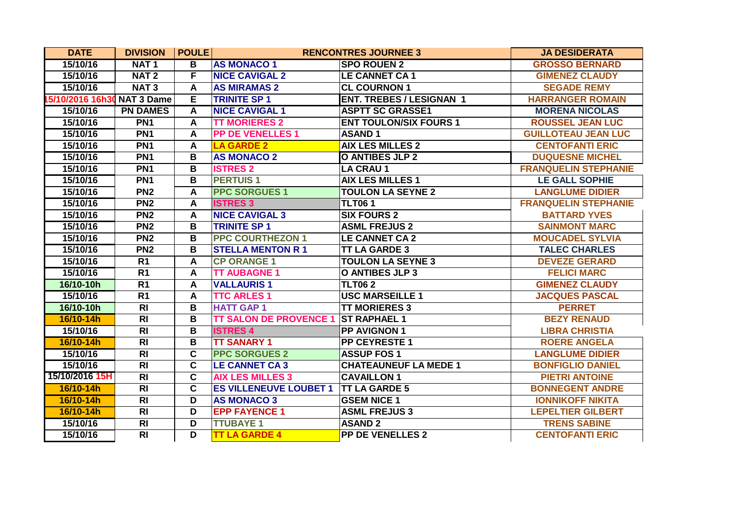| DATE | DIVISION | POULE | RENCONTRES JOURNEE 3 | | JA DESIDERATA |
|---|---|---|---|---|---|
| 15/10/16 | NAT 1 | B | AS MONACO 1 | SPO ROUEN 2 | GROSSO BERNARD |
| 15/10/16 | NAT 2 | F | NICE CAVIGAL 2 | LE CANNET CA 1 | GIMENEZ CLAUDY |
| 15/10/16 | NAT 3 | A | AS MIRAMAS 2 | CL COURNON 1 | SEGADE REMY |
| 15/10/2016 16h30 | NAT 3 Dame | E | TRINITE SP 1 | ENT. TREBES / LESIGNAN 1 | HARRANGER ROMAIN |
| 15/10/16 | PN DAMES | A | NICE CAVIGAL 1 | ASPTT SC GRASSE1 | MORENA NICOLAS |
| 15/10/16 | PN1 | A | TT MORIERES 2 | ENT TOULON/SIX FOURS 1 | ROUSSEL JEAN LUC |
| 15/10/16 | PN1 | A | PP DE VENELLES 1 | ASAND 1 | GUILLOTEAU JEAN LUC |
| 15/10/16 | PN1 | A | LA GARDE 2 | AIX LES MILLES 2 | CENTOFANTI ERIC |
| 15/10/16 | PN1 | B | AS MONACO 2 | O ANTIBES JLP 2 | DUQUESNE MICHEL |
| 15/10/16 | PN1 | B | ISTRES 2 | LA CRAU 1 | FRANQUELIN STEPHANIE |
| 15/10/16 | PN1 | B | PERTUIS 1 | AIX LES MILLES 1 | LE GALL SOPHIE |
| 15/10/16 | PN2 | A | PPC SORGUES 1 | TOULON LA SEYNE 2 | LANGLUME DIDIER |
| 15/10/16 | PN2 | A | ISTRES 3 | TLT06 1 | FRANQUELIN STEPHANIE |
| 15/10/16 | PN2 | A | NICE CAVIGAL 3 | SIX FOURS 2 | BATTARD YVES |
| 15/10/16 | PN2 | B | TRINITE SP 1 | ASML FREJUS 2 | SAINMONT MARC |
| 15/10/16 | PN2 | B | PPC COURTHEZON 1 | LE CANNET CA 2 | MOUCADEL SYLVIA |
| 15/10/16 | PN2 | B | STELLA MENTON R 1 | TT LA GARDE 3 | TALEC CHARLES |
| 15/10/16 | R1 | A | CP ORANGE 1 | TOULON LA SEYNE 3 | DEVEZE GERARD |
| 15/10/16 | R1 | A | TT AUBAGNE 1 | O ANTIBES JLP 3 | FELICI MARC |
| 16/10-10h | R1 | A | VALLAURIS 1 | TLT06 2 | GIMENEZ CLAUDY |
| 15/10/16 | R1 | A | TTC ARLES 1 | USC MARSEILLE 1 | JACQUES PASCAL |
| 16/10-10h | RI | B | HATT GAP 1 | TT MORIERES 3 | PERRET |
| 16/10-14h | RI | B | TT SALON DE PROVENCE 1 | ST RAPHAEL 1 | BEZY RENAUD |
| 15/10/16 | RI | B | ISTRES 4 | PP AVIGNON 1 | LIBRA CHRISTIA |
| 16/10-14h | RI | B | TT SANARY 1 | PP CEYRESTE 1 | ROERE ANGELA |
| 15/10/16 | RI | C | PPC SORGUES 2 | ASSUP FOS 1 | LANGLUME DIDIER |
| 15/10/16 | RI | C | LE CANNET CA 3 | CHATEAUNEUF LA MEDE 1 | BONFIGLIO DANIEL |
| 15/10/2016 15H | RI | C | AIX LES MILLES 3 | CAVAILLON 1 | PIETRI ANTOINE |
| 16/10-14h | RI | C | ES VILLENEUVE LOUBET 1 | TT LA GARDE 5 | BONNEGENT ANDRE |
| 16/10-14h | RI | D | AS MONACO 3 | GSEM NICE 1 | IONNIKOFF NIKITA |
| 16/10-14h | RI | D | EPP FAYENCE 1 | ASML FREJUS 3 | LEPELTIER GILBERT |
| 15/10/16 | RI | D | TTUBAYE 1 | ASAND 2 | TRENS SABINE |
| 15/10/16 | RI | D | TT LA GARDE 4 | PP DE VENELLES 2 | CENTOFANTI ERIC |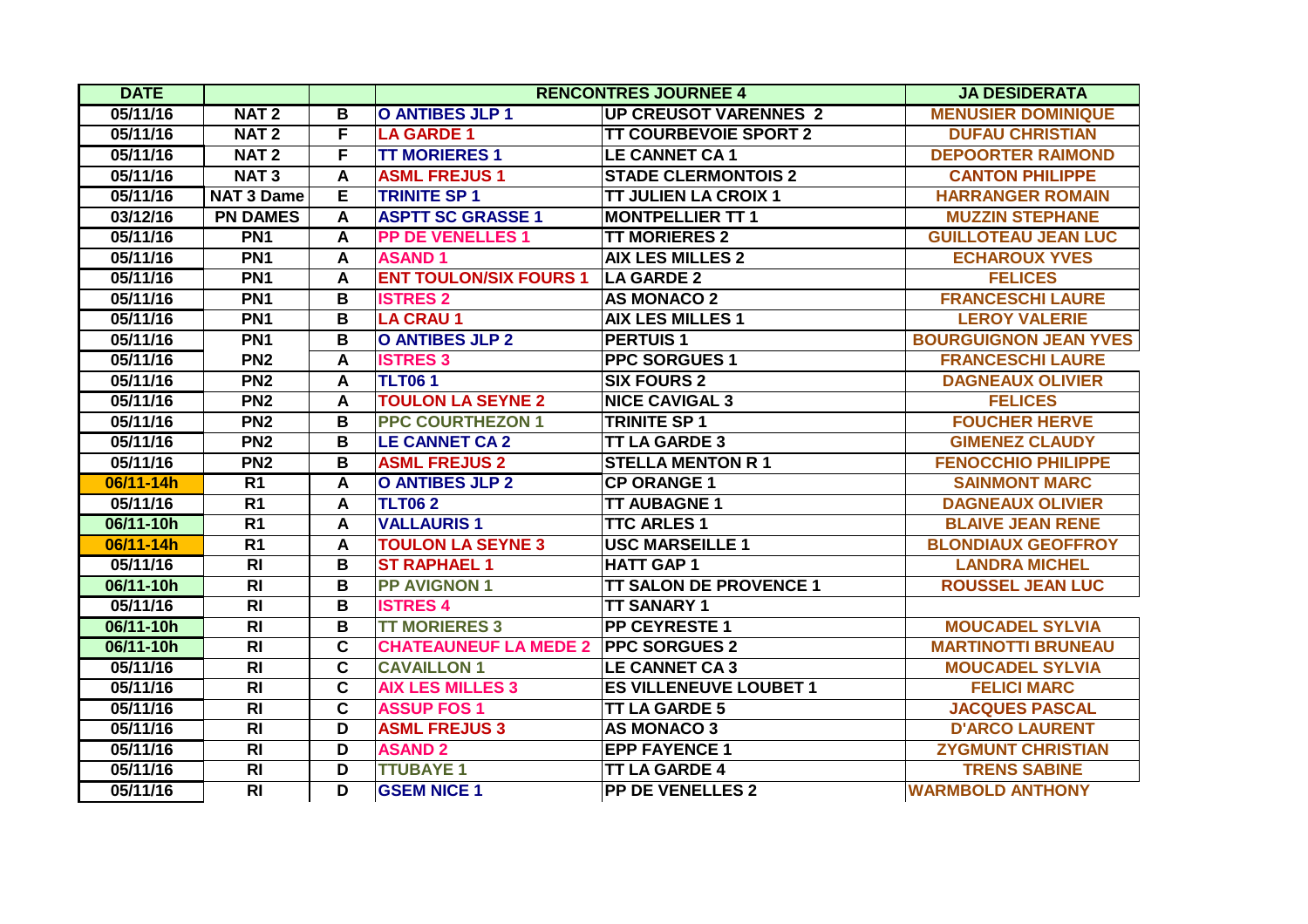| DATE | | | RENCONTRES JOURNEE 4 | | JA DESIDERATA |
|---|---|---|---|---|---|
| 05/11/16 | NAT 2 | B | O ANTIBES JLP 1 | UP CREUSOT VARENNES 2 | MENUSIER DOMINIQUE |
| 05/11/16 | NAT 2 | F | LA GARDE 1 | TT COURBEVOIE SPORT 2 | DUFAU CHRISTIAN |
| 05/11/16 | NAT 2 | F | TT MORIERES 1 | LE CANNET CA 1 | DEPOORTER RAIMOND |
| 05/11/16 | NAT 3 | A | ASML FREJUS 1 | STADE CLERMONTOIS 2 | CANTON PHILIPPE |
| 05/11/16 | NAT 3 Dame | E | TRINITE SP 1 | TT JULIEN LA CROIX 1 | HARRANGER ROMAIN |
| 03/12/16 | PN DAMES | A | ASPTT SC GRASSE 1 | MONTPELLIER TT 1 | MUZZIN STEPHANE |
| 05/11/16 | PN1 | A | PP DE VENELLES 1 | TT MORIERES 2 | GUILLOTEAU JEAN LUC |
| 05/11/16 | PN1 | A | ASAND 1 | AIX LES MILLES 2 | ECHAROUX YVES |
| 05/11/16 | PN1 | A | ENT TOULON/SIX FOURS 1 | LA GARDE 2 | FELICES |
| 05/11/16 | PN1 | B | ISTRES 2 | AS MONACO 2 | FRANCESCHI LAURE |
| 05/11/16 | PN1 | B | LA CRAU 1 | AIX LES MILLES 1 | LEROY VALERIE |
| 05/11/16 | PN1 | B | O ANTIBES JLP 2 | PERTUIS 1 | BOURGUIGNON JEAN YVES |
| 05/11/16 | PN2 | A | ISTRES 3 | PPC SORGUES 1 | FRANCESCHI LAURE |
| 05/11/16 | PN2 | A | TLT06 1 | SIX FOURS 2 | DAGNEAUX OLIVIER |
| 05/11/16 | PN2 | A | TOULON LA SEYNE 2 | NICE CAVIGAL 3 | FELICES |
| 05/11/16 | PN2 | B | PPC COURTHEZON 1 | TRINITE SP 1 | FOUCHER HERVE |
| 05/11/16 | PN2 | B | LE CANNET CA 2 | TT LA GARDE 3 | GIMENEZ CLAUDY |
| 05/11/16 | PN2 | B | ASML FREJUS 2 | STELLA MENTON R 1 | FENOCCHIO PHILIPPE |
| 06/11-14h | R1 | A | O ANTIBES JLP 2 | CP ORANGE 1 | SAINMONT MARC |
| 05/11/16 | R1 | A | TLT06 2 | TT AUBAGNE 1 | DAGNEAUX OLIVIER |
| 06/11-10h | R1 | A | VALLAURIS 1 | TTC ARLES 1 | BLAIVE JEAN RENE |
| 06/11-14h | R1 | A | TOULON LA SEYNE 3 | USC MARSEILLE 1 | BLONDIAUX GEOFFROY |
| 05/11/16 | RI | B | ST RAPHAEL 1 | HATT GAP 1 | LANDRA MICHEL |
| 06/11-10h | RI | B | PP AVIGNON 1 | TT SALON DE PROVENCE 1 | ROUSSEL JEAN LUC |
| 05/11/16 | RI | B | ISTRES 4 | TT SANARY 1 | |
| 06/11-10h | RI | B | TT MORIERES 3 | PP CEYRESTE 1 | MOUCADEL SYLVIA |
| 06/11-10h | RI | C | CHATEAUNEUF LA MEDE 2 | PPC SORGUES 2 | MARTINOTTI BRUNEAU |
| 05/11/16 | RI | C | CAVAILLON 1 | LE CANNET CA 3 | MOUCADEL SYLVIA |
| 05/11/16 | RI | C | AIX LES MILLES 3 | ES VILLENEUVE LOUBET 1 | FELICI MARC |
| 05/11/16 | RI | C | ASSUP FOS 1 | TT LA GARDE 5 | JACQUES PASCAL |
| 05/11/16 | RI | D | ASML FREJUS 3 | AS MONACO 3 | D'ARCO LAURENT |
| 05/11/16 | RI | D | ASAND 2 | EPP FAYENCE 1 | ZYGMUNT CHRISTIAN |
| 05/11/16 | RI | D | TTUBAYE 1 | TT LA GARDE 4 | TRENS SABINE |
| 05/11/16 | RI | D | GSEM NICE 1 | PP DE VENELLES 2 | WARMBOLD ANTHONY |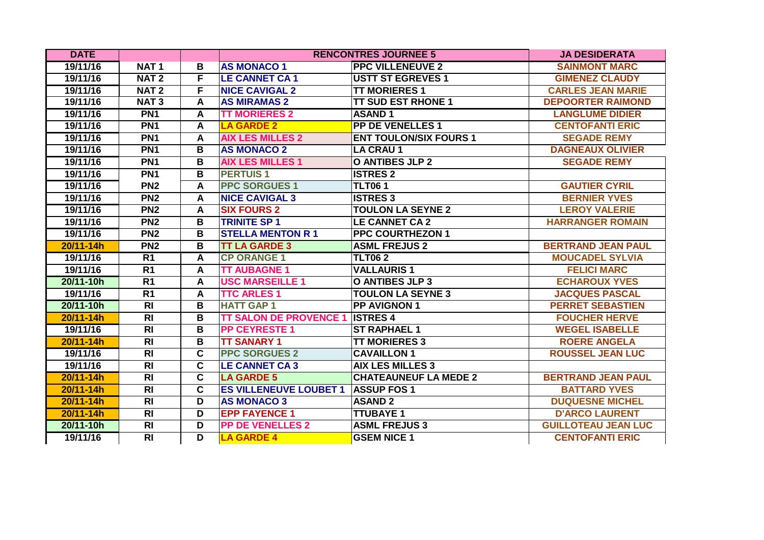| DATE | | | RENCONTRES JOURNEE 5 | | JA DESIDERATA |
|---|---|---|---|---|---|
| 19/11/16 | NAT 1 | B | AS MONACO 1 | PPC VILLENEUVE 2 | SAINMONT MARC |
| 19/11/16 | NAT 2 | F | LE CANNET CA 1 | USTT ST EGREVES 1 | GIMENEZ CLAUDY |
| 19/11/16 | NAT 2 | F | NICE CAVIGAL 2 | TT MORIERES 1 | CARLES JEAN MARIE |
| 19/11/16 | NAT 3 | A | AS MIRAMAS 2 | TT SUD EST RHONE 1 | DEPOORTER RAIMOND |
| 19/11/16 | PN1 | A | TT MORIERES 2 | ASAND 1 | LANGLUME DIDIER |
| 19/11/16 | PN1 | A | LA GARDE 2 | PP DE VENELLES 1 | CENTOFANTI ERIC |
| 19/11/16 | PN1 | A | AIX LES MILLES 2 | ENT TOULON/SIX FOURS 1 | SEGADE REMY |
| 19/11/16 | PN1 | B | AS MONACO 2 | LA CRAU 1 | DAGNEAUX OLIVIER |
| 19/11/16 | PN1 | B | AIX LES MILLES 1 | O ANTIBES JLP 2 | SEGADE REMY |
| 19/11/16 | PN1 | B | PERTUIS 1 | ISTRES 2 | |
| 19/11/16 | PN2 | A | PPC SORGUES 1 | TLT06 1 | GAUTIER CYRIL |
| 19/11/16 | PN2 | A | NICE CAVIGAL 3 | ISTRES 3 | BERNIER YVES |
| 19/11/16 | PN2 | A | SIX FOURS 2 | TOULON LA SEYNE 2 | LEROY VALERIE |
| 19/11/16 | PN2 | B | TRINITE SP 1 | LE CANNET CA 2 | HARRANGER ROMAIN |
| 19/11/16 | PN2 | B | STELLA MENTON R 1 | PPC COURTHEZON 1 | |
| 20/11-14h | PN2 | B | TT LA GARDE 3 | ASML FREJUS 2 | BERTRAND JEAN PAUL |
| 19/11/16 | R1 | A | CP ORANGE 1 | TLT06 2 | MOUCADEL SYLVIA |
| 19/11/16 | R1 | A | TT AUBAGNE 1 | VALLAURIS 1 | FELICI MARC |
| 20/11-10h | R1 | A | USC MARSEILLE 1 | O ANTIBES JLP 3 | ECHAROUX YVES |
| 19/11/16 | R1 | A | TTC ARLES 1 | TOULON LA SEYNE 3 | JACQUES PASCAL |
| 20/11-10h | RI | B | HATT GAP 1 | PP AVIGNON 1 | PERRET SEBASTIEN |
| 20/11-14h | RI | B | TT SALON DE PROVENCE 1 | ISTRES 4 | FOUCHER HERVE |
| 19/11/16 | RI | B | PP CEYRESTE 1 | ST RAPHAEL 1 | WEGEL ISABELLE |
| 20/11-14h | RI | B | TT SANARY 1 | TT MORIERES 3 | ROERE ANGELA |
| 19/11/16 | RI | C | PPC SORGUES 2 | CAVAILLON 1 | ROUSSEL JEAN LUC |
| 19/11/16 | RI | C | LE CANNET CA 3 | AIX LES MILLES 3 | |
| 20/11-14h | RI | C | LA GARDE 5 | CHATEAUNEUF LA MEDE 2 | BERTRAND JEAN PAUL |
| 20/11-14h | RI | C | ES VILLENEUVE LOUBET 1 | ASSUP FOS 1 | BATTARD YVES |
| 20/11-14h | RI | D | AS MONACO 3 | ASAND 2 | DUQUESNE MICHEL |
| 20/11-14h | RI | D | EPP FAYENCE 1 | TTUBAYE 1 | D'ARCO LAURENT |
| 20/11-10h | RI | D | PP DE VENELLES 2 | ASML FREJUS 3 | GUILLOTEAU JEAN LUC |
| 19/11/16 | RI | D | LA GARDE 4 | GSEM NICE 1 | CENTOFANTI ERIC |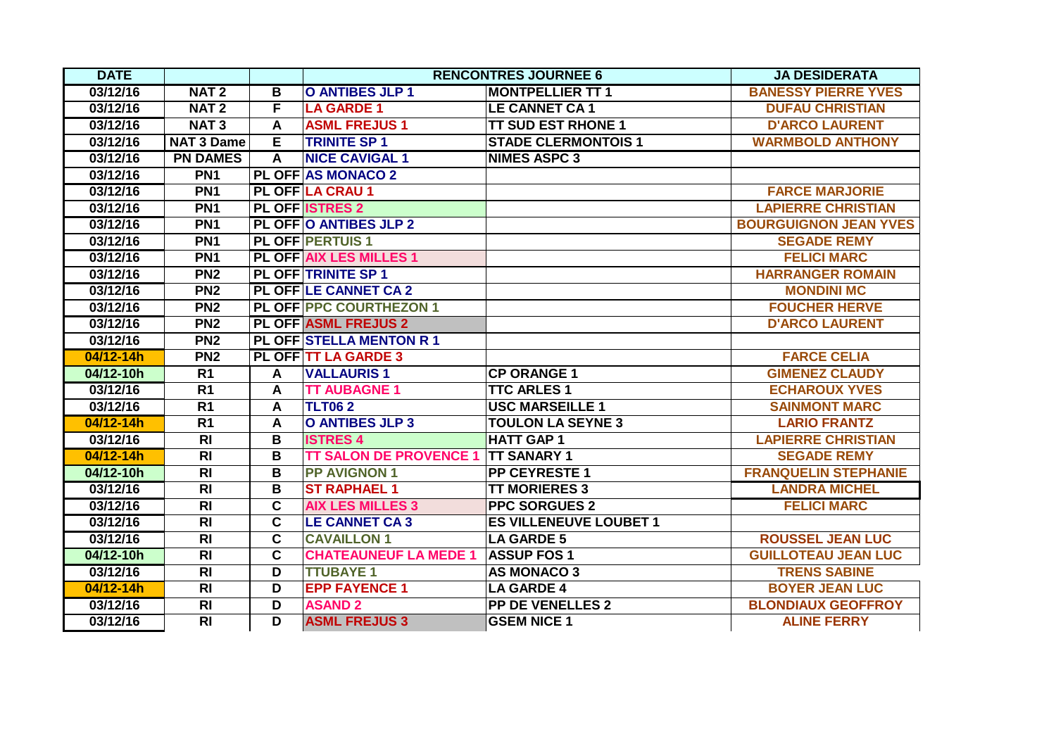| DATE | | | RENCONTRES JOURNEE 6 | | JA DESIDERATA |
|---|---|---|---|---|---|
| 03/12/16 | NAT 2 | B | O ANTIBES JLP 1 | MONTPELLIER TT 1 | BANESSY PIERRE YVES |
| 03/12/16 | NAT 2 | F | LA GARDE 1 | LE CANNET CA 1 | DUFAU CHRISTIAN |
| 03/12/16 | NAT 3 | A | ASML FREJUS 1 | TT SUD EST RHONE 1 | D'ARCO LAURENT |
| 03/12/16 | NAT 3 Dame | E | TRINITE SP 1 | STADE CLERMONTOIS 1 | WARMBOLD ANTHONY |
| 03/12/16 | PN DAMES | A | NICE CAVIGAL 1 | NIMES ASPC 3 | |
| 03/12/16 | PN1 | PL OFF | AS MONACO 2 | | |
| 03/12/16 | PN1 | PL OFF | LA CRAU 1 | | FARCE MARJORIE |
| 03/12/16 | PN1 | PL OFF | ISTRES 2 | | LAPIERRE CHRISTIAN |
| 03/12/16 | PN1 | PL OFF | O ANTIBES JLP 2 | | BOURGUIGNON JEAN YVES |
| 03/12/16 | PN1 | PL OFF | PERTUIS 1 | | SEGADE REMY |
| 03/12/16 | PN1 | PL OFF | AIX LES MILLES 1 | | FELICI MARC |
| 03/12/16 | PN2 | PL OFF | TRINITE SP 1 | | HARRANGER ROMAIN |
| 03/12/16 | PN2 | PL OFF | LE CANNET CA 2 | | MONDINI MC |
| 03/12/16 | PN2 | PL OFF | PPC COURTHEZON 1 | | FOUCHER HERVE |
| 03/12/16 | PN2 | PL OFF | ASML FREJUS 2 | | D'ARCO LAURENT |
| 03/12/16 | PN2 | PL OFF | STELLA MENTON R 1 | | |
| 04/12-14h | PN2 | PL OFF | TT LA GARDE 3 | | FARCE CELIA |
| 04/12-10h | R1 | A | VALLAURIS 1 | CP ORANGE 1 | GIMENEZ CLAUDY |
| 03/12/16 | R1 | A | TT AUBAGNE 1 | TTC ARLES 1 | ECHAROUX YVES |
| 03/12/16 | R1 | A | TLT06 2 | USC MARSEILLE 1 | SAINMONT MARC |
| 04/12-14h | R1 | A | O ANTIBES JLP 3 | TOULON LA SEYNE 3 | LARIO FRANTZ |
| 03/12/16 | RI | B | ISTRES 4 | HATT GAP 1 | LAPIERRE CHRISTIAN |
| 04/12-14h | RI | B | TT SALON DE PROVENCE 1 | TT SANARY 1 | SEGADE REMY |
| 04/12-10h | RI | B | PP AVIGNON 1 | PP CEYRESTE 1 | FRANQUELIN STEPHANIE |
| 03/12/16 | RI | B | ST RAPHAEL 1 | TT MORIERES 3 | LANDRA MICHEL |
| 03/12/16 | RI | C | AIX LES MILLES 3 | PPC SORGUES 2 | FELICI MARC |
| 03/12/16 | RI | C | LE CANNET CA 3 | ES VILLENEUVE LOUBET 1 | |
| 03/12/16 | RI | C | CAVAILLON 1 | LA GARDE 5 | ROUSSEL JEAN LUC |
| 04/12-10h | RI | C | CHATEAUNEUF LA MEDE 1 | ASSUP FOS 1 | GUILLOTEAU JEAN LUC |
| 03/12/16 | RI | D | TTUBAYE 1 | AS MONACO 3 | TRENS SABINE |
| 04/12-14h | RI | D | EPP FAYENCE 1 | LA GARDE 4 | BOYER JEAN LUC |
| 03/12/16 | RI | D | ASAND 2 | PP DE VENELLES 2 | BLONDIAUX GEOFFROY |
| 03/12/16 | RI | D | ASML FREJUS 3 | GSEM NICE 1 | ALINE FERRY |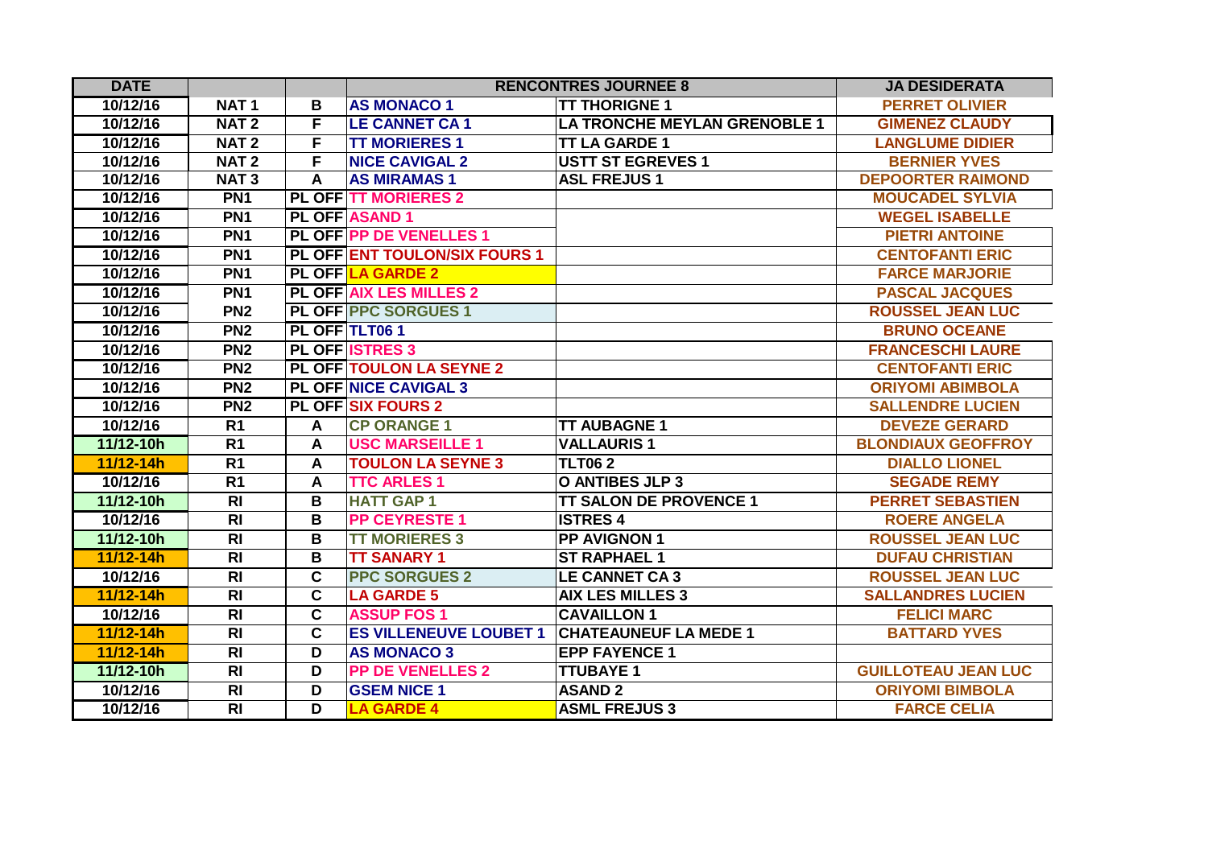| DATE | | | RENCONTRES JOURNEE 8 | | JA DESIDERATA |
|---|---|---|---|---|---|
| 10/12/16 | NAT 1 | B | AS MONACO 1 | TT THORIGNE 1 | PERRET OLIVIER |
| 10/12/16 | NAT 2 | F | LE CANNET CA 1 | LA TRONCHE MEYLAN GRENOBLE 1 | GIMENEZ CLAUDY |
| 10/12/16 | NAT 2 | F | TT MORIERES 1 | TT LA GARDE 1 | LANGLUME DIDIER |
| 10/12/16 | NAT 2 | F | NICE CAVIGAL 2 | USTT ST EGREVES 1 | BERNIER YVES |
| 10/12/16 | NAT 3 | A | AS MIRAMAS 1 | ASL FREJUS 1 | DEPOORTER RAIMOND |
| 10/12/16 | PN1 | PL OFF | TT MORIERES 2 | | MOUCADEL SYLVIA |
| 10/12/16 | PN1 | PL OFF | ASAND 1 | | WEGEL ISABELLE |
| 10/12/16 | PN1 | PL OFF | PP DE VENELLES 1 | | PIETRI ANTOINE |
| 10/12/16 | PN1 | PL OFF | ENT TOULON/SIX FOURS 1 | | CENTOFANTI ERIC |
| 10/12/16 | PN1 | PL OFF | LA GARDE 2 | | FARCE MARJORIE |
| 10/12/16 | PN1 | PL OFF | AIX LES MILLES 2 | | PASCAL JACQUES |
| 10/12/16 | PN2 | PL OFF | PPC SORGUES 1 | | ROUSSEL JEAN LUC |
| 10/12/16 | PN2 | PL OFF | TLT06 1 | | BRUNO OCEANE |
| 10/12/16 | PN2 | PL OFF | ISTRES 3 | | FRANCESCHI LAURE |
| 10/12/16 | PN2 | PL OFF | TOULON LA SEYNE 2 | | CENTOFANTI ERIC |
| 10/12/16 | PN2 | PL OFF | NICE CAVIGAL 3 | | ORIYOMI ABIMBOLA |
| 10/12/16 | PN2 | PL OFF | SIX FOURS 2 | | SALLENDRE LUCIEN |
| 10/12/16 | R1 | A | CP ORANGE 1 | TT AUBAGNE 1 | DEVEZE GERARD |
| 11/12-10h | R1 | A | USC MARSEILLE 1 | VALLAURIS 1 | BLONDIAUX GEOFFROY |
| 11/12-14h | R1 | A | TOULON LA SEYNE 3 | TLT06 2 | DIALLO LIONEL |
| 10/12/16 | R1 | A | TTC ARLES 1 | O ANTIBES JLP 3 | SEGADE REMY |
| 11/12-10h | RI | B | HATT GAP 1 | TT SALON DE PROVENCE 1 | PERRET SEBASTIEN |
| 10/12/16 | RI | B | PP CEYRESTE 1 | ISTRES 4 | ROERE ANGELA |
| 11/12-10h | RI | B | TT MORIERES 3 | PP AVIGNON 1 | ROUSSEL JEAN LUC |
| 11/12-14h | RI | B | TT SANARY 1 | ST RAPHAEL 1 | DUFAU CHRISTIAN |
| 10/12/16 | RI | C | PPC SORGUES 2 | LE CANNET CA 3 | ROUSSEL JEAN LUC |
| 11/12-14h | RI | C | LA GARDE 5 | AIX LES MILLES 3 | SALLANDRES LUCIEN |
| 10/12/16 | RI | C | ASSUP FOS 1 | CAVAILLON 1 | FELICI MARC |
| 11/12-14h | RI | C | ES VILLENEUVE LOUBET 1 | CHATEAUNEUF LA MEDE 1 | BATTARD YVES |
| 11/12-14h | RI | D | AS MONACO 3 | EPP FAYENCE 1 | |
| 11/12-10h | RI | D | PP DE VENELLES 2 | TTUBAYE 1 | GUILLOTEAU JEAN LUC |
| 10/12/16 | RI | D | GSEM NICE 1 | ASAND 2 | ORIYOMI BIMBOLA |
| 10/12/16 | RI | D | LA GARDE 4 | ASML FREJUS 3 | FARCE CELIA |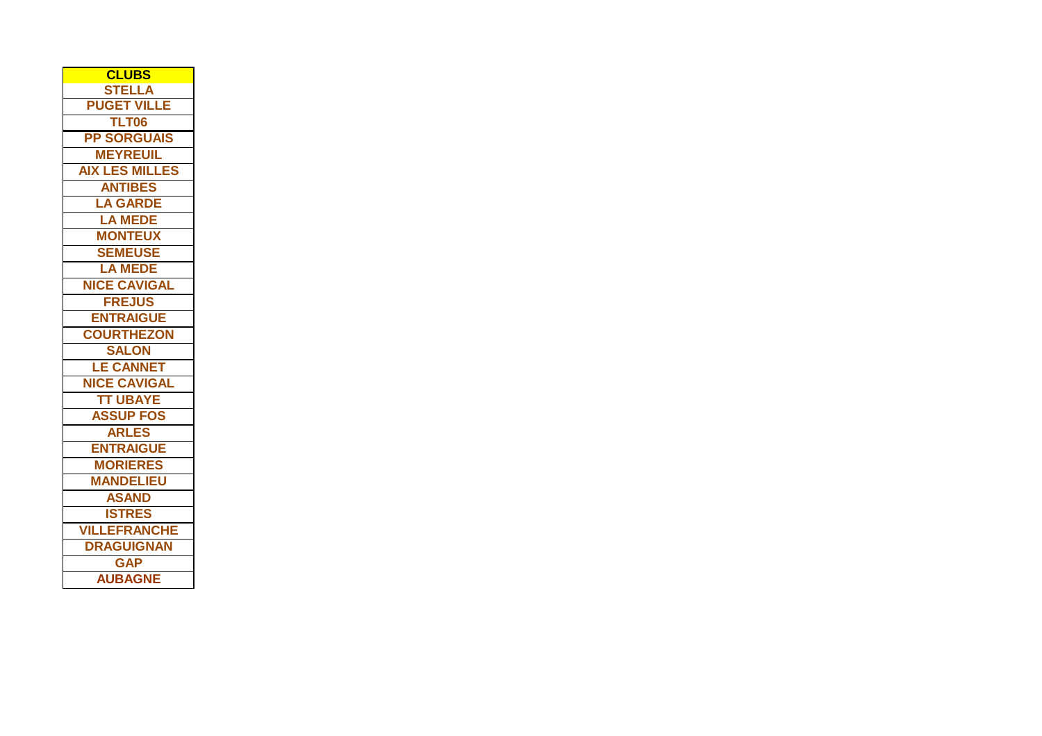| CLUBS |
| --- |
| STELLA |
| PUGET VILLE |
| TLT06 |
| PP SORGUAIS |
| MEYREUIL |
| AIX LES MILLES |
| ANTIBES |
| LA GARDE |
| LA MEDE |
| MONTEUX |
| SEMEUSE |
| LA MEDE |
| NICE CAVIGAL |
| FREJUS |
| ENTRAIGUE |
| COURTHEZON |
| SALON |
| LE CANNET |
| NICE CAVIGAL |
| TT UBAYE |
| ASSUP FOS |
| ARLES |
| ENTRAIGUE |
| MORIERES |
| MANDELIEU |
| ASAND |
| ISTRES |
| VILLEFRANCHE |
| DRAGUIGNAN |
| GAP |
| AUBAGNE |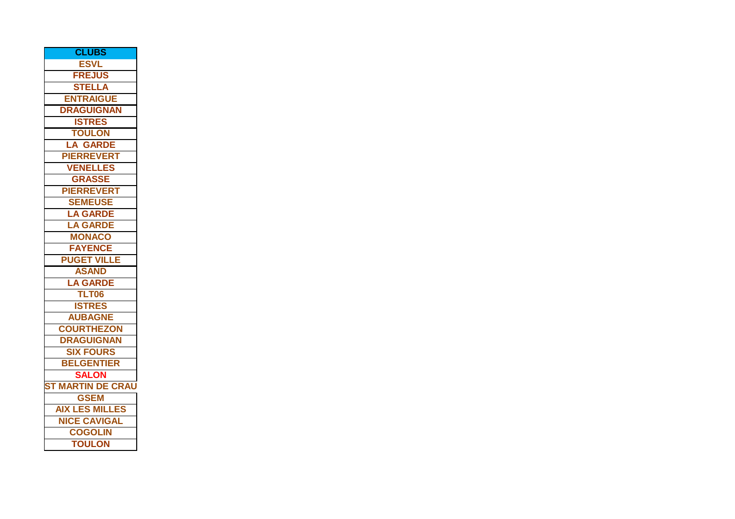| CLUBS |
|---|
| ESVL |
| FREJUS |
| STELLA |
| ENTRAIGUE |
| DRAGUIGNAN |
| ISTRES |
| TOULON |
| LA  GARDE |
| PIERREVERT |
| VENELLES |
| GRASSE |
| PIERREVERT |
| SEMEUSE |
| LA GARDE |
| LA GARDE |
| MONACO |
| FAYENCE |
| PUGET VILLE |
| ASAND |
| LA GARDE |
| TLT06 |
| ISTRES |
| AUBAGNE |
| COURTHEZON |
| DRAGUIGNAN |
| SIX FOURS |
| BELGENTIER |
| SALON |
| ST MARTIN DE CRAU |
| GSEM |
| AIX LES MILLES |
| NICE CAVIGAL |
| COGOLIN |
| TOULON |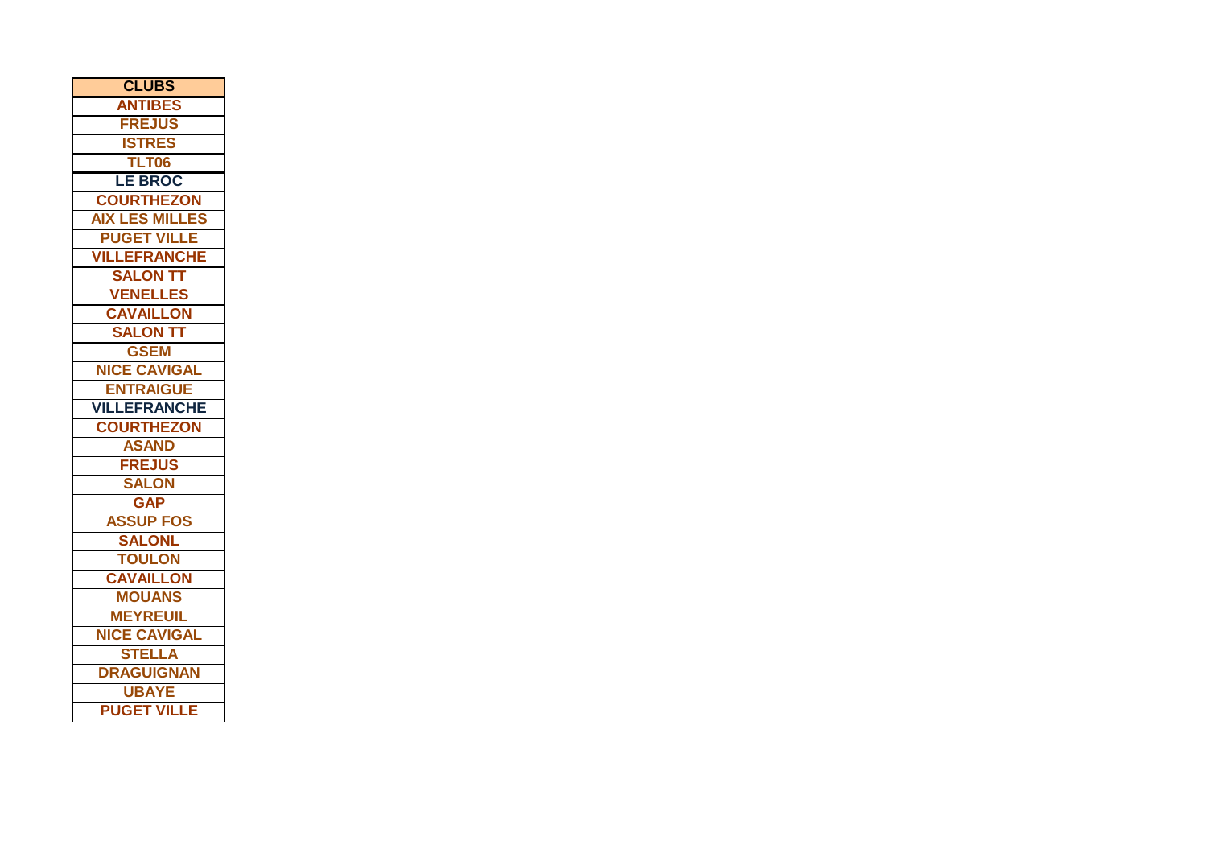| CLUBS |
| --- |
| ANTIBES |
| FREJUS |
| ISTRES |
| TLT06 |
| LE BROC |
| COURTHEZON |
| AIX LES MILLES |
| PUGET VILLE |
| VILLEFRANCHE |
| SALON TT |
| VENELLES |
| CAVAILLON |
| SALON TT |
| GSEM |
| NICE CAVIGAL |
| ENTRAIGUE |
| VILLEFRANCHE |
| COURTHEZON |
| ASAND |
| FREJUS |
| SALON |
| GAP |
| ASSUP FOS |
| SALONL |
| TOULON |
| CAVAILLON |
| MOUANS |
| MEYREUIL |
| NICE CAVIGAL |
| STELLA |
| DRAGUIGNAN |
| UBAYE |
| PUGET VILLE |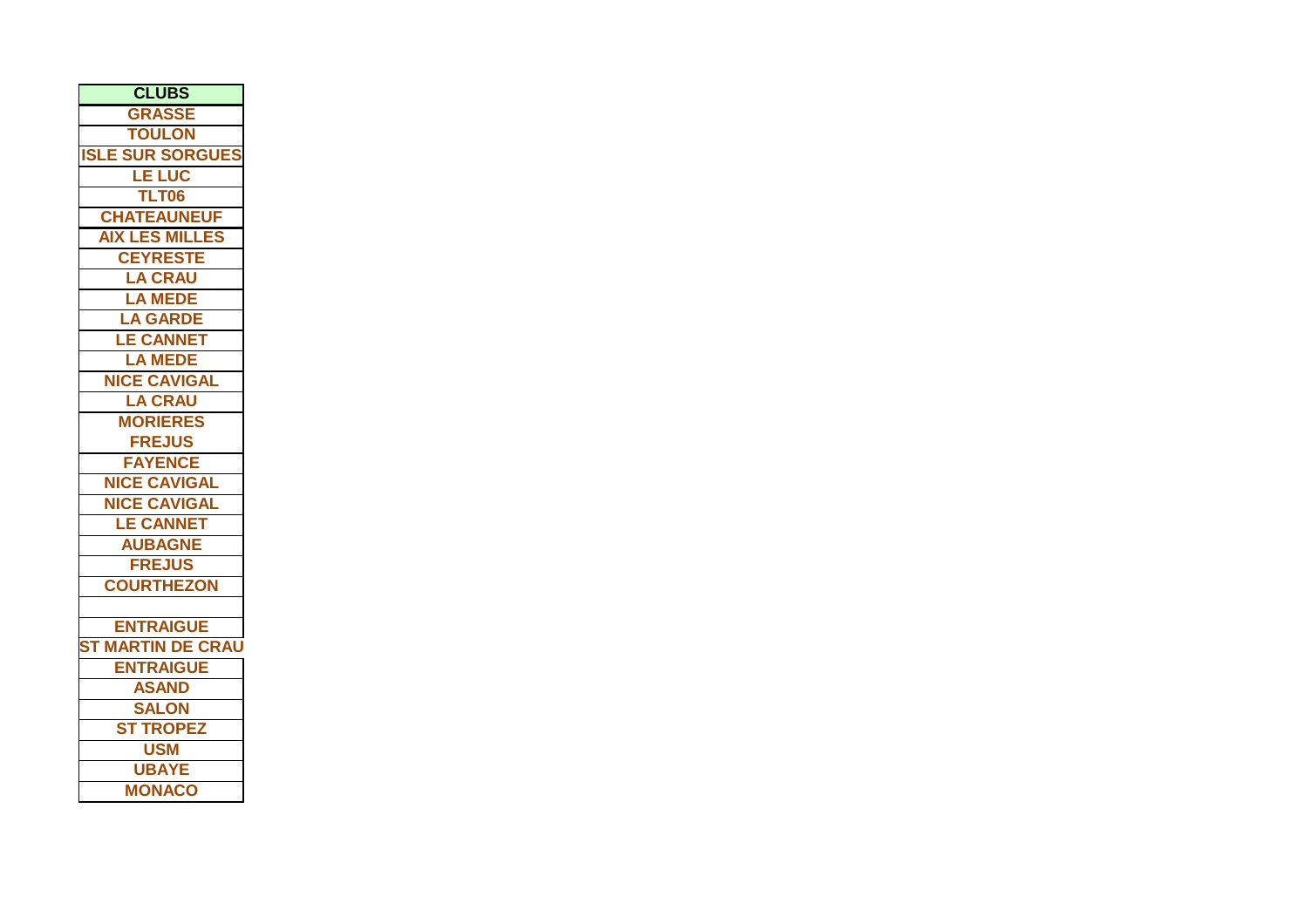| CLUBS |
| --- |
| GRASSE |
| TOULON |
| ISLE SUR SORGUES |
| LE LUC |
| TLT06 |
| CHATEAUNEUF |
| AIX LES MILLES |
| CEYRESTE |
| LA CRAU |
| LA MEDE |
| LA GARDE |
| LE CANNET |
| LA MEDE |
| NICE CAVIGAL |
| LA CRAU |
| MORIERES |
| FREJUS |
| FAYENCE |
| NICE CAVIGAL |
| NICE CAVIGAL |
| LE CANNET |
| AUBAGNE |
| FREJUS |
| COURTHEZON |
| |
| ENTRAIGUE |
| ST MARTIN DE CRAU |
| ENTRAIGUE |
| ASAND |
| SALON |
| ST TROPEZ |
| USM |
| UBAYE |
| MONACO |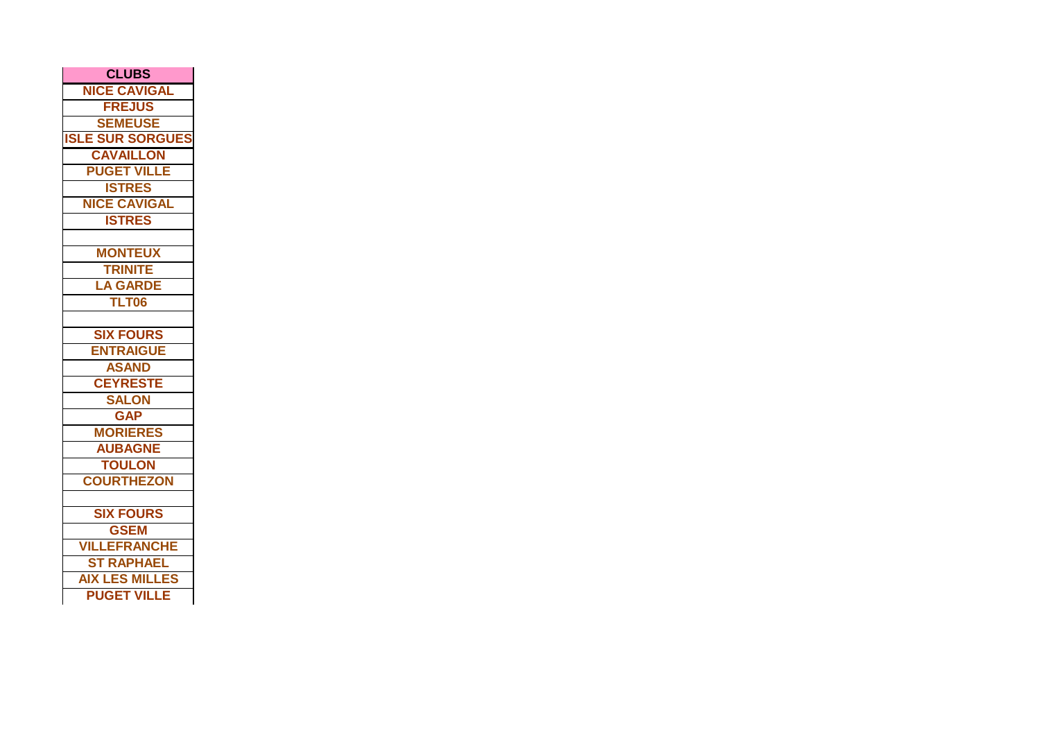| CLUBS |
| --- |
| NICE CAVIGAL |
| FREJUS |
| SEMEUSE |
| ISLE SUR SORGUES |
| CAVAILLON |
| PUGET VILLE |
| ISTRES |
| NICE CAVIGAL |
| ISTRES |
| |
| MONTEUX |
| TRINITE |
| LA GARDE |
| TLT06 |
| |
| SIX FOURS |
| ENTRAIGUE |
| ASAND |
| CEYRESTE |
| SALON |
| GAP |
| MORIERES |
| AUBAGNE |
| TOULON |
| COURTHEZON |
| |
| SIX FOURS |
| GSEM |
| VILLEFRANCHE |
| ST RAPHAEL |
| AIX LES MILLES |
| PUGET VILLE |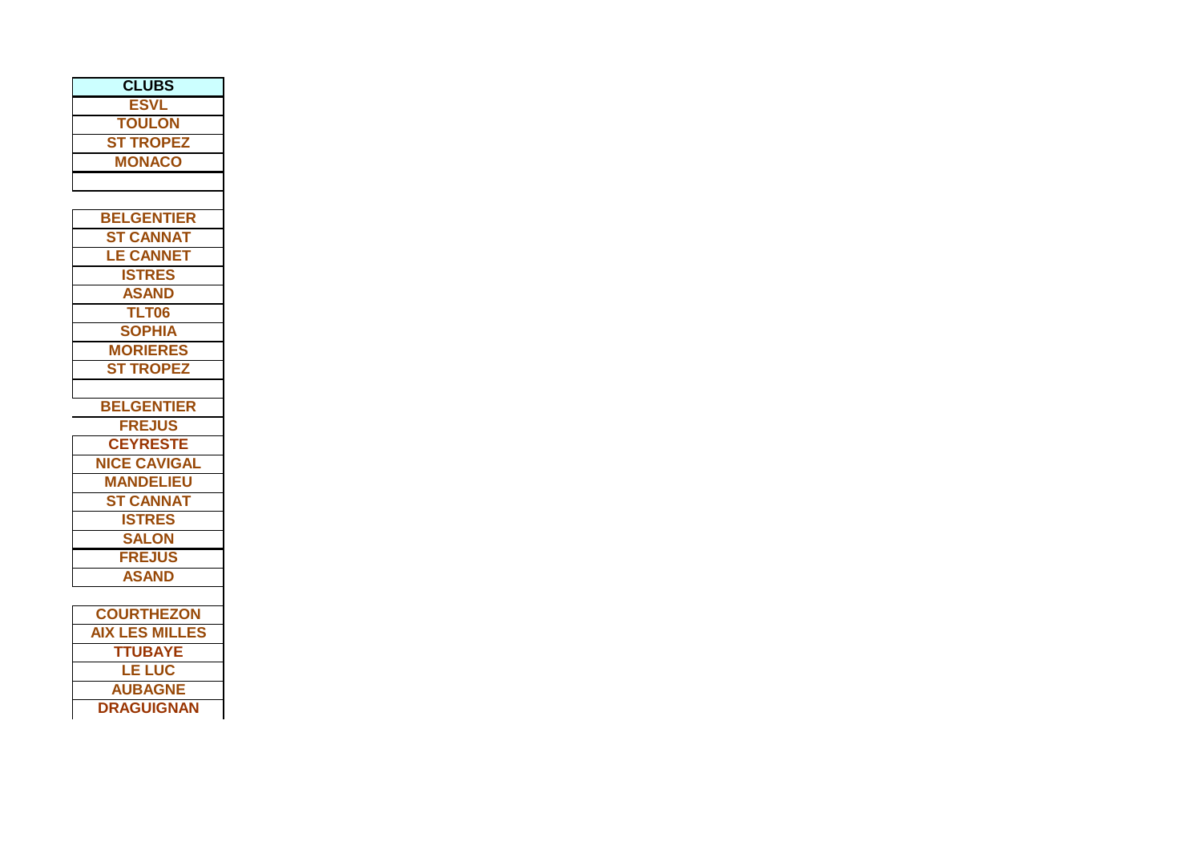| CLUBS |
| --- |
| ESVL |
| TOULON |
| ST TROPEZ |
| MONACO |
| |
| |
| BELGENTIER |
| ST CANNAT |
| LE CANNET |
| ISTRES |
| ASAND |
| TLT06 |
| SOPHIA |
| MORIERES |
| ST TROPEZ |
| |
| BELGENTIER |
| FREJUS |
| CEYRESTE |
| NICE CAVIGAL |
| MANDELIEU |
| ST CANNAT |
| ISTRES |
| SALON |
| FREJUS |
| ASAND |
| |
| COURTHEZON |
| AIX LES MILLES |
| TTUBAYE |
| LE LUC |
| AUBAGNE |
| DRAGUIGNAN |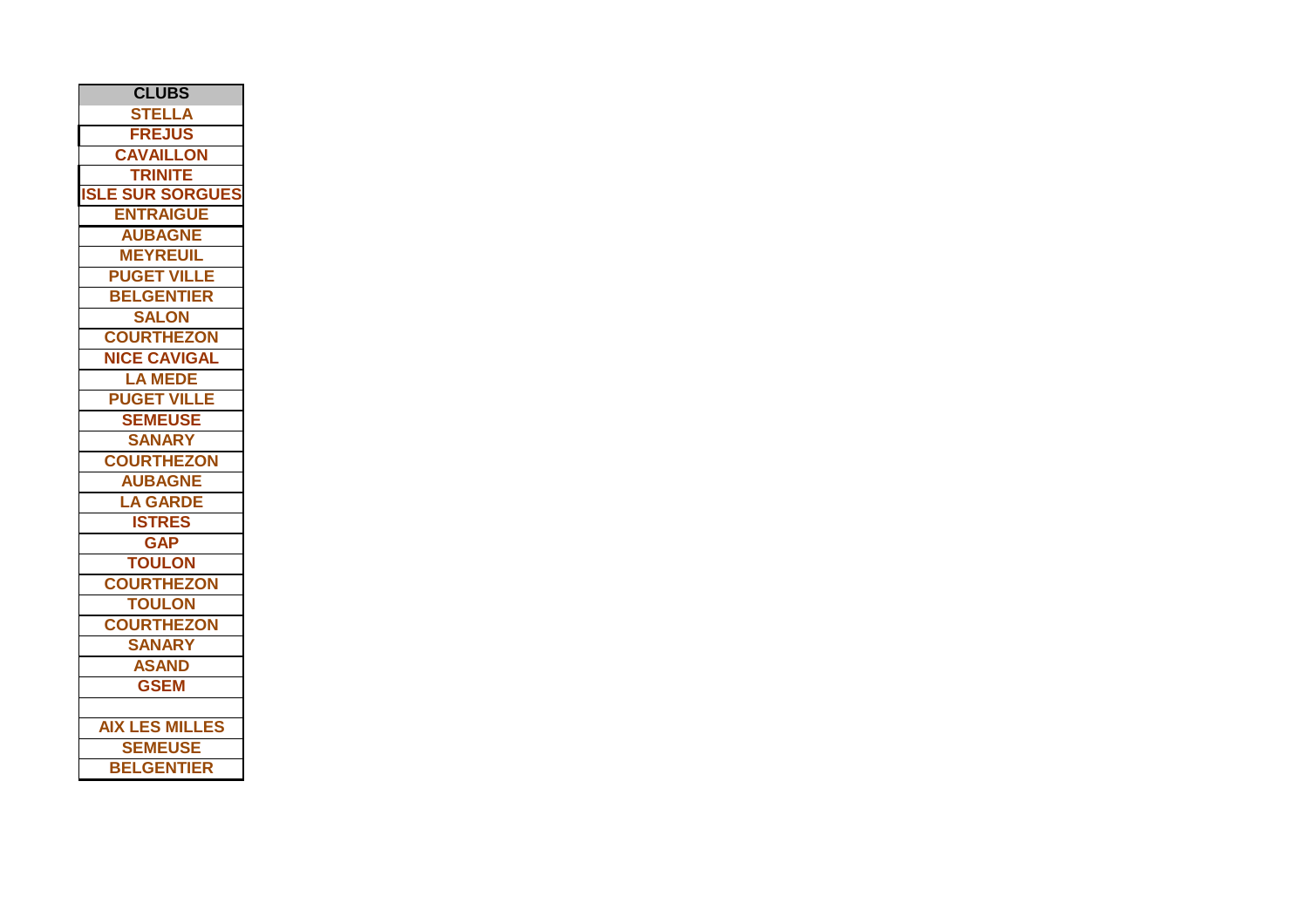| CLUBS |
| --- |
| STELLA |
| FREJUS |
| CAVAILLON |
| TRINITE |
| ISLE SUR SORGUES |
| ENTRAIGUE |
| AUBAGNE |
| MEYREUIL |
| PUGET VILLE |
| BELGENTIER |
| SALON |
| COURTHEZON |
| NICE CAVIGAL |
| LA MEDE |
| PUGET VILLE |
| SEMEUSE |
| SANARY |
| COURTHEZON |
| AUBAGNE |
| LA GARDE |
| ISTRES |
| GAP |
| TOULON |
| COURTHEZON |
| TOULON |
| COURTHEZON |
| SANARY |
| ASAND |
| GSEM |
| |
| AIX LES MILLES |
| SEMEUSE |
| BELGENTIER |